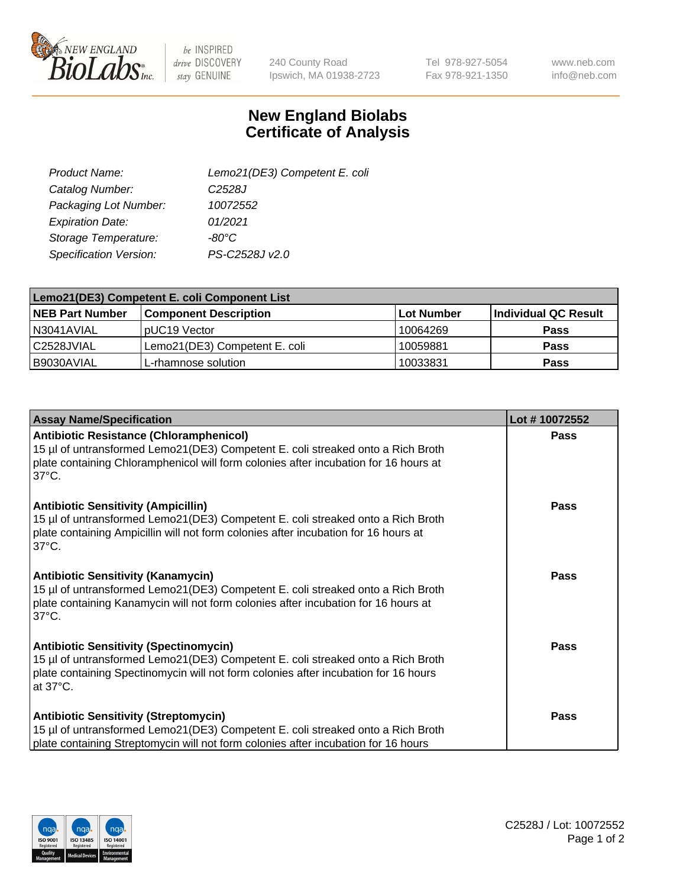# New England Biolabs Certificate of Analysis

| | |
|---|---|
| Product Name: | Lemo21(DE3) Competent E. coli |
| Catalog Number: | C2528J |
| Packaging Lot Number: | 10072552 |
| Expiration Date: | 01/2021 |
| Storage Temperature: | -80°C |
| Specification Version: | PS-C2528J v2.0 |

| Lemo21(DE3) Competent E. coli Component List | | | |
|---|---|---|---|
| **NEB Part Number** | **Component Description** | **Lot Number** | **Individual QC Result** |
| N3041AVIAL | pUC19 Vector | 10064269 | **Pass** |
| C2528JVIAL | Lemo21(DE3) Competent E. coli | 10059881 | **Pass** |
| B9030AVIAL | L-rhamnose solution | 10033831 | **Pass** |

| Assay Name/Specification | Lot # 10072552 |
|---|---|
| **Antibiotic Resistance (Chloramphenicol)**<br>15 µl of untransformed Lemo21(DE3) Competent E. coli streaked onto a Rich Broth plate containing Chloramphenicol will form colonies after incubation for 16 hours at 37°C. | **Pass** |
| **Antibiotic Sensitivity (Ampicillin)**<br>15 µl of untransformed Lemo21(DE3) Competent E. coli streaked onto a Rich Broth plate containing Ampicillin will not form colonies after incubation for 16 hours at 37°C. | **Pass** |
| **Antibiotic Sensitivity (Kanamycin)**<br>15 µl of untransformed Lemo21(DE3) Competent E. coli streaked onto a Rich Broth plate containing Kanamycin will not form colonies after incubation for 16 hours at 37°C. | **Pass** |
| **Antibiotic Sensitivity (Spectinomycin)**<br>15 µl of untransformed Lemo21(DE3) Competent E. coli streaked onto a Rich Broth plate containing Spectinomycin will not form colonies after incubation for 16 hours at 37°C. | **Pass** |
| **Antibiotic Sensitivity (Streptomycin)**<br>15 µl of untransformed Lemo21(DE3) Competent E. coli streaked onto a Rich Broth plate containing Streptomycin will not form colonies after incubation for 16 hours | **Pass** |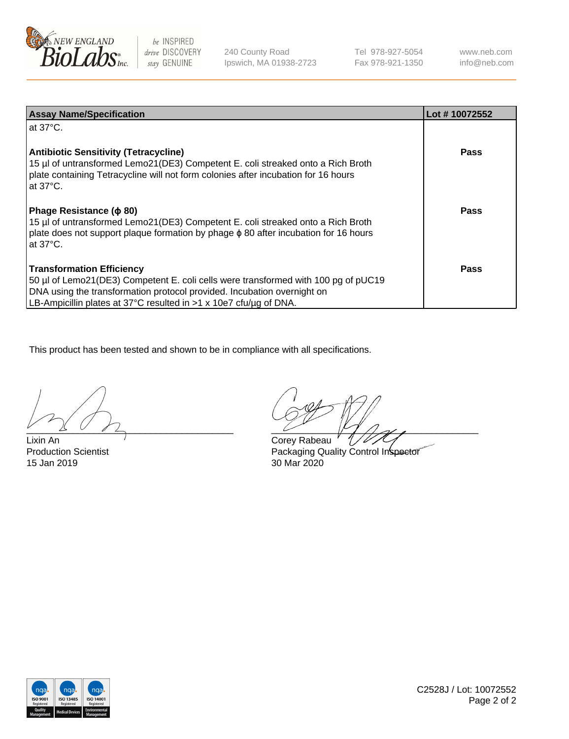| Assay Name/Specification | Lot # 10072552 |
| --- | --- |
| at 37°C. | |
| **Antibiotic Sensitivity (Tetracycline)**<br>15 µl of untransformed Lemo21(DE3) Competent E. coli streaked onto a Rich Broth plate containing Tetracycline will not form colonies after incubation for 16 hours at 37°C. | **Pass** |
| **Phage Resistance (ϕ 80)**<br>15 µl of untransformed Lemo21(DE3) Competent E. coli streaked onto a Rich Broth plate does not support plaque formation by phage ϕ 80 after incubation for 16 hours at 37°C. | **Pass** |
| **Transformation Efficiency**<br>50 µl of Lemo21(DE3) Competent E. coli cells were transformed with 100 pg of pUC19 DNA using the transformation protocol provided. Incubation overnight on LB-Ampicillin plates at 37°C resulted in >1 x 10e7 cfu/µg of DNA. | **Pass** |

This product has been tested and shown to be in compliance with all specifications.

Lixin An
Production Scientist
15 Jan 2019

Corey Rabeau
Packaging Quality Control Inspector
30 Mar 2020

C2528J / Lot: 10072552